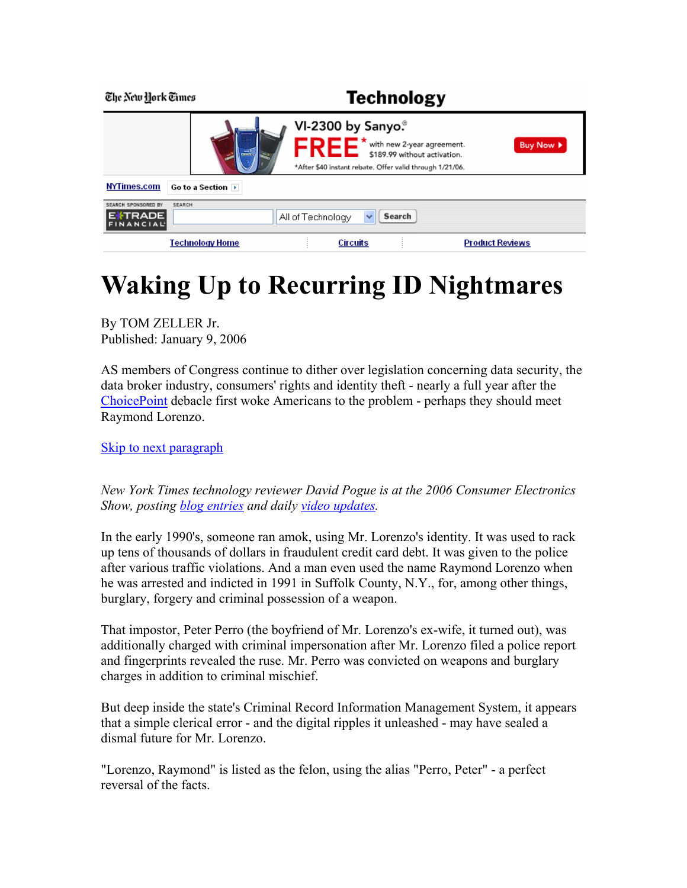# Waking Up to Recurring ID Nightmares

By TOM ZELLER Jr.
Published: January 9, 2006

AS members of Congress continue to dither over legislation concerning data security, the data broker industry, consumers' rights and identity theft - nearly a full year after the ChoicePoint debacle first woke Americans to the problem - perhaps they should meet Raymond Lorenzo.

*New York Times technology reviewer David Pogue is at the 2006 Consumer Electronics Show, posting blog entries and daily video updates.*

In the early 1990's, someone ran amok, using Mr. Lorenzo's identity. It was used to rack up tens of thousands of dollars in fraudulent credit card debt. It was given to the police after various traffic violations. And a man even used the name Raymond Lorenzo when he was arrested and indicted in 1991 in Suffolk County, N.Y., for, among other things, burglary, forgery and criminal possession of a weapon.

That impostor, Peter Perro (the boyfriend of Mr. Lorenzo's ex-wife, it turned out), was additionally charged with criminal impersonation after Mr. Lorenzo filed a police report and fingerprints revealed the ruse. Mr. Perro was convicted on weapons and burglary charges in addition to criminal mischief.

But deep inside the state's Criminal Record Information Management System, it appears that a simple clerical error - and the digital ripples it unleashed - may have sealed a dismal future for Mr. Lorenzo.

"Lorenzo, Raymond" is listed as the felon, using the alias "Perro, Peter" - a perfect reversal of the facts.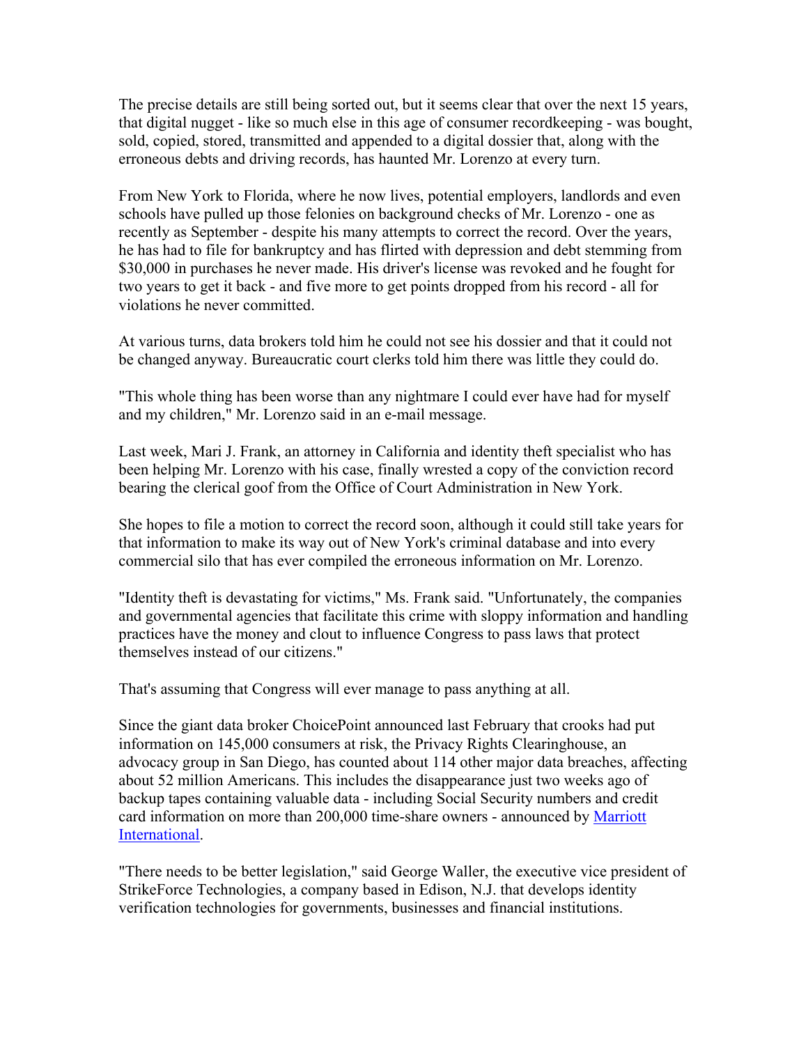The precise details are still being sorted out, but it seems clear that over the next 15 years, that digital nugget - like so much else in this age of consumer recordkeeping - was bought, sold, copied, stored, transmitted and appended to a digital dossier that, along with the erroneous debts and driving records, has haunted Mr. Lorenzo at every turn.

From New York to Florida, where he now lives, potential employers, landlords and even schools have pulled up those felonies on background checks of Mr. Lorenzo - one as recently as September - despite his many attempts to correct the record. Over the years, he has had to file for bankruptcy and has flirted with depression and debt stemming from $30,000 in purchases he never made. His driver's license was revoked and he fought for two years to get it back - and five more to get points dropped from his record - all for violations he never committed.

At various turns, data brokers told him he could not see his dossier and that it could not be changed anyway. Bureaucratic court clerks told him there was little they could do.

"This whole thing has been worse than any nightmare I could ever have had for myself and my children," Mr. Lorenzo said in an e-mail message.

Last week, Mari J. Frank, an attorney in California and identity theft specialist who has been helping Mr. Lorenzo with his case, finally wrested a copy of the conviction record bearing the clerical goof from the Office of Court Administration in New York.

She hopes to file a motion to correct the record soon, although it could still take years for that information to make its way out of New York's criminal database and into every commercial silo that has ever compiled the erroneous information on Mr. Lorenzo.

"Identity theft is devastating for victims," Ms. Frank said. "Unfortunately, the companies and governmental agencies that facilitate this crime with sloppy information and handling practices have the money and clout to influence Congress to pass laws that protect themselves instead of our citizens."

That's assuming that Congress will ever manage to pass anything at all.

Since the giant data broker ChoicePoint announced last February that crooks had put information on 145,000 consumers at risk, the Privacy Rights Clearinghouse, an advocacy group in San Diego, has counted about 114 other major data breaches, affecting about 52 million Americans. This includes the disappearance just two weeks ago of backup tapes containing valuable data - including Social Security numbers and credit card information on more than 200,000 time-share owners - announced by Marriott International.

"There needs to be better legislation," said George Waller, the executive vice president of StrikeForce Technologies, a company based in Edison, N.J. that develops identity verification technologies for governments, businesses and financial institutions.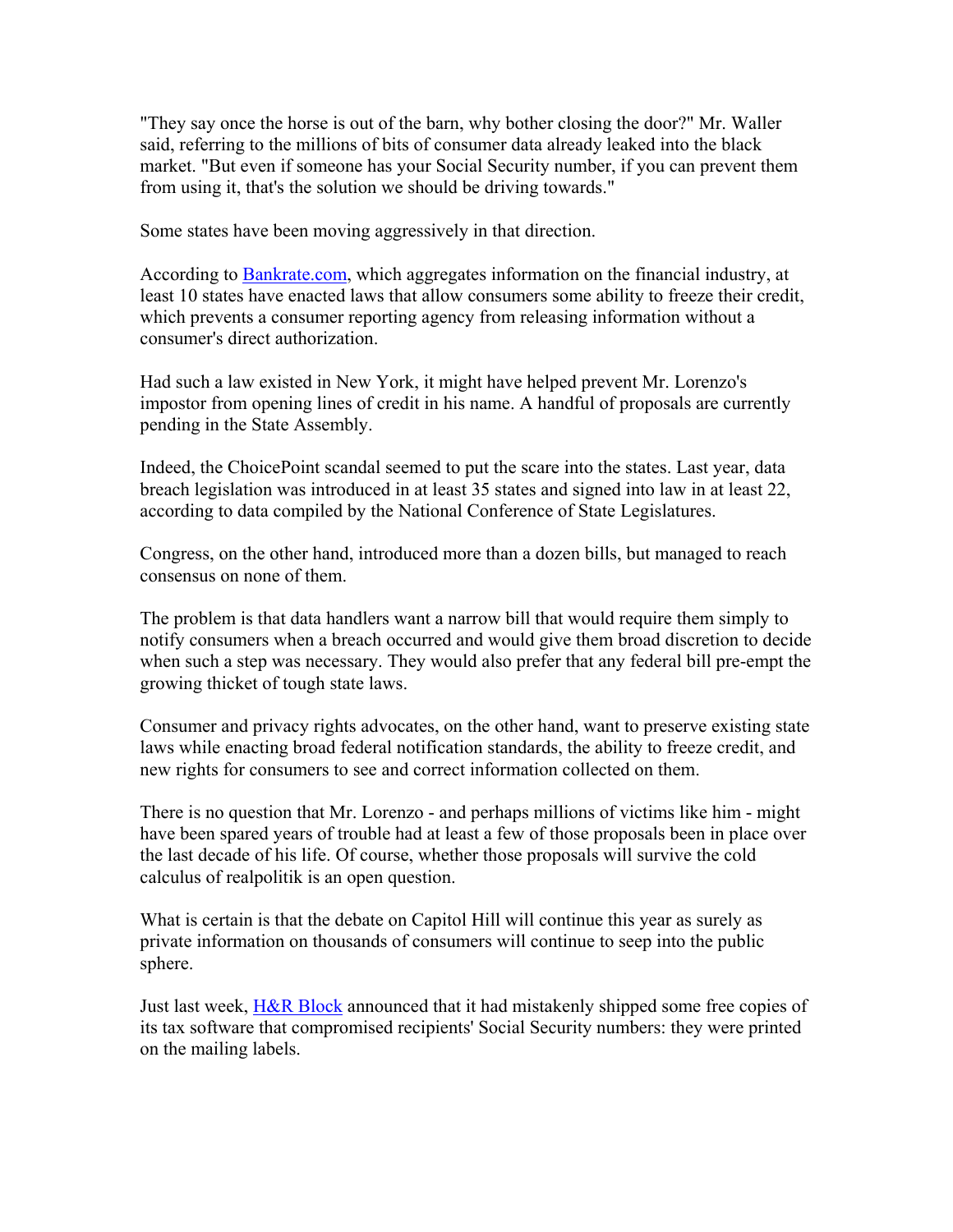"They say once the horse is out of the barn, why bother closing the door?" Mr. Waller said, referring to the millions of bits of consumer data already leaked into the black market. "But even if someone has your Social Security number, if you can prevent them from using it, that's the solution we should be driving towards."

Some states have been moving aggressively in that direction.

According to [Bankrate.com](), which aggregates information on the financial industry, at least 10 states have enacted laws that allow consumers some ability to freeze their credit, which prevents a consumer reporting agency from releasing information without a consumer's direct authorization.

Had such a law existed in New York, it might have helped prevent Mr. Lorenzo's impostor from opening lines of credit in his name. A handful of proposals are currently pending in the State Assembly.

Indeed, the ChoicePoint scandal seemed to put the scare into the states. Last year, data breach legislation was introduced in at least 35 states and signed into law in at least 22, according to data compiled by the National Conference of State Legislatures.

Congress, on the other hand, introduced more than a dozen bills, but managed to reach consensus on none of them.

The problem is that data handlers want a narrow bill that would require them simply to notify consumers when a breach occurred and would give them broad discretion to decide when such a step was necessary. They would also prefer that any federal bill pre-empt the growing thicket of tough state laws.

Consumer and privacy rights advocates, on the other hand, want to preserve existing state laws while enacting broad federal notification standards, the ability to freeze credit, and new rights for consumers to see and correct information collected on them.

There is no question that Mr. Lorenzo - and perhaps millions of victims like him - might have been spared years of trouble had at least a few of those proposals been in place over the last decade of his life. Of course, whether those proposals will survive the cold calculus of realpolitik is an open question.

What is certain is that the debate on Capitol Hill will continue this year as surely as private information on thousands of consumers will continue to seep into the public sphere.

Just last week, [H&R Block]() announced that it had mistakenly shipped some free copies of its tax software that compromised recipients' Social Security numbers: they were printed on the mailing labels.